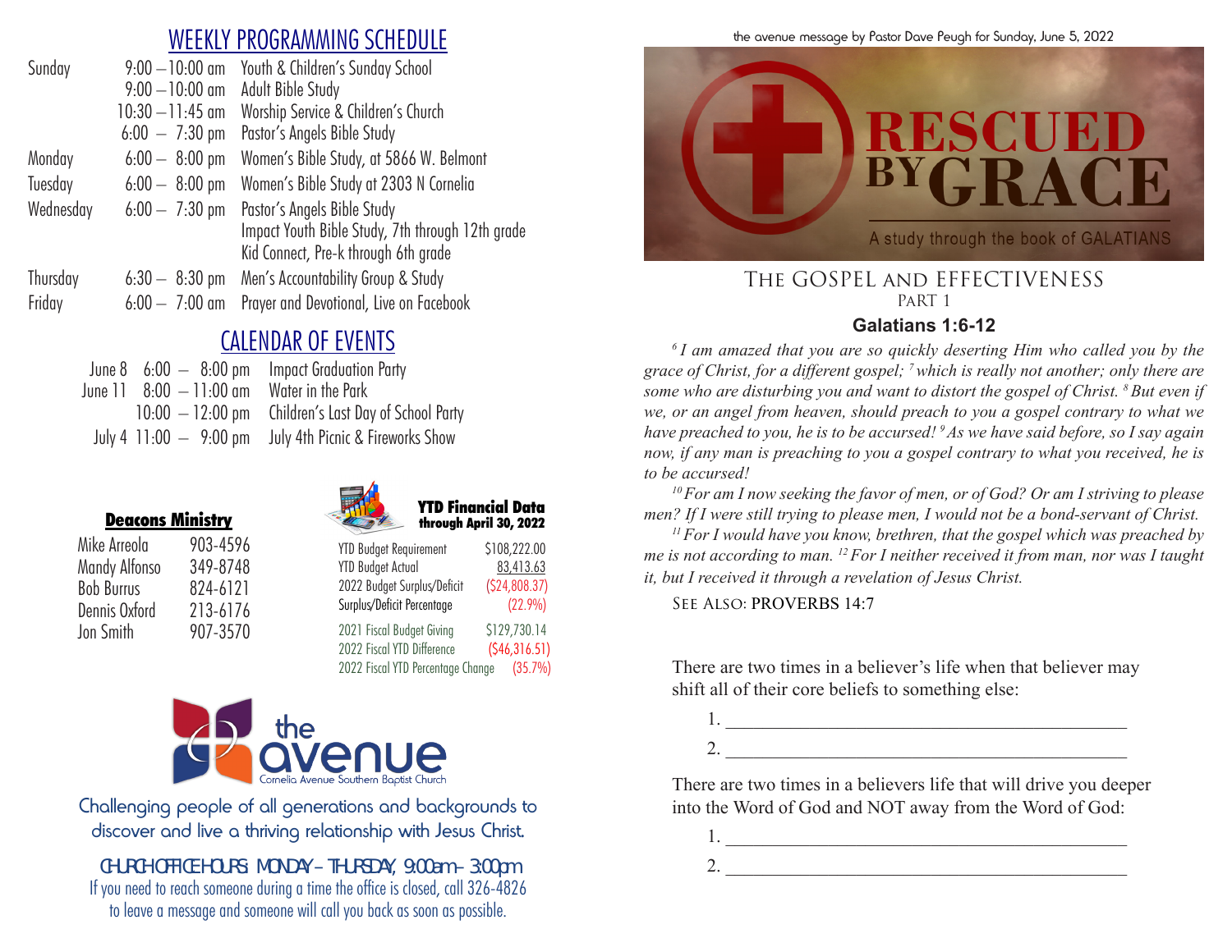## WEEKLY PROGRAMMING SCHEDULE

| | | |
|---|---|---|
| Sunday | 9:00 – 10:00 am | Youth & Children's Sunday School |
| | 9:00 – 10:00 am | Adult Bible Study |
| | 10:30 – 11:45 am | Worship Service & Children's Church |
| | 6:00 – 7:30 pm | Pastor's Angels Bible Study |
| Monday | 6:00 – 8:00 pm | Women's Bible Study, at 5866 W. Belmont |
| Tuesday | 6:00 – 8:00 pm | Women's Bible Study at 2303 N Cornelia |
| Wednesday | 6:00 – 7:30 pm | Pastor's Angels Bible Study |
| | | Impact Youth Bible Study, 7th through 12th grade |
| | | Kid Connect, Pre-k through 6th grade |
| Thursday | 6:30 – 8:30 pm | Men's Accountability Group & Study |
| Friday | 6:00 – 7:00 am | Prayer and Devotional, Live on Facebook |

## CALENDAR OF EVENTS

| | | |
|---|---|---|
| June 8 | 6:00 – 8:00 pm | Impact Graduation Party |
| June 11 | 8:00 – 11:00 am | Water in the Park |
| | 10:00 – 12:00 pm | Children's Last Day of School Party |
| July 4 | 11:00 – 9:00 pm | July 4th Picnic & Fireworks Show |

### Deacons Ministry

| | |
|---|---|
| Mike Arreola | 903-4596 |
| Mandy Alfonso | 349-8748 |
| Bob Burrus | 824-6121 |
| Dennis Oxford | 213-6176 |
| Jon Smith | 907-3570 |

### YTD Financial Data through April 30, 2022

| | |
|---|---|
| YTD Budget Requirement | $108,222.00 |
| YTD Budget Actual | 83,413.63 |
| 2022 Budget Surplus/Deficit | ($24,808.37) |
| Surplus/Deficit Percentage | (22.9%) |
| 2021 Fiscal Budget Giving | $129,730.14 |
| 2022 Fiscal YTD Difference | ($46,316.51) |
| 2022 Fiscal YTD Percentage Change | (35.7%) |

the avenue
Cornelia Avenue Southern Baptist Church

Challenging people of all generations and backgrounds to discover and live a thriving relationship with Jesus Christ.

CHURCH OFFICE HOURS: MONDAY – THURSDAY, 9:00am – 3:00pm
If you need to reach someone during a time the office is closed, call 326-4826 to leave a message and someone will call you back as soon as possible.

the avenue message by Pastor Dave Peugh for Sunday, June 5, 2022

# RESCUED BY GRACE

A study through the book of GALATIANS

## THE GOSPEL AND EFFECTIVENESS
PART 1

### Galatians 1:6-12

*[6] I am amazed that you are so quickly deserting Him who called you by the grace of Christ, for a different gospel; [7] which is really not another; only there are some who are disturbing you and want to distort the gospel of Christ. [8] But even if we, or an angel from heaven, should preach to you a gospel contrary to what we have preached to you, he is to be accursed! [9] As we have said before, so I say again now, if any man is preaching to you a gospel contrary to what you received, he is to be accursed!*

*[10] For am I now seeking the favor of men, or of God? Or am I striving to please men? If I were still trying to please men, I would not be a bond-servant of Christ.*

*[11] For I would have you know, brethren, that the gospel which was preached by me is not according to man. [12] For I neither received it from man, nor was I taught it, but I received it through a revelation of Jesus Christ.*

SEE ALSO: PROVERBS 14:7

There are two times in a believer's life when that believer may shift all of their core beliefs to something else:

1. ____________________________________________
2. ____________________________________________

There are two times in a believers life that will drive you deeper into the Word of God and NOT away from the Word of God:

1. ____________________________________________
2. ____________________________________________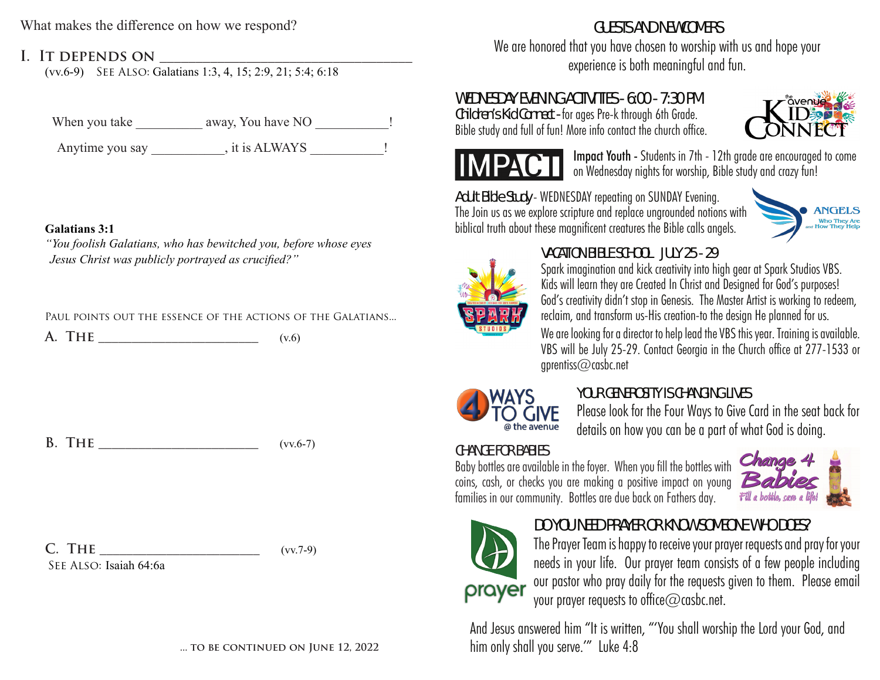What makes the difference on how we respond?

## I. It depends on ___________________________________

(vv.6-9) See Also: Galatians 1:3, 4, 15; 2:9, 21; 5:4; 6:18

When you take __________ away, You have NO ___________!

Anytime you say ___________, it is ALWAYS ___________!

**Galatians 3:1**

*"You foolish Galatians, who has bewitched you, before whose eyes Jesus Christ was publicly portrayed as crucified?"*

Paul points out the essence of the actions of the Galatians...

A. The _______________________ (v.6)

B. The _______________________ (vv.6-7)

C. The _______________________ (vv.7-9)

See Also: Isaiah 64:6a

... to be continued on June 12, 2022

## GUESTS AND NEWCOMERS

We are honored that you have chosen to worship with us and hope your experience is both meaningful and fun.

### WEDNESDAY EVENING ACTIVITIES - 6:00 - 7:30 PM

Children's Kid Connect - for ages Pre-k through 6th Grade. Bible study and full of fun! More info contact the church office.

the avenue KID CONNECT

IMPACT

Impact Youth - Students in 7th - 12th grade are encouraged to come on Wednesday nights for worship, Bible study and crazy fun!

Adult Bible Study - WEDNESDAY repeating on SUNDAY Evening. The Join us as we explore scripture and replace ungrounded notions with biblical truth about these magnificent creatures the Bible calls angels.

ANGELS Who They Are and How They Help

### VACATION BIBLE SCHOOL JULY 25 - 29

Spark imagination and kick creativity into high gear at Spark Studios VBS. Kids will learn they are Created In Christ and Designed for God's purposes! God's creativity didn't stop in Genesis. The Master Artist is working to redeem, reclaim, and transform us-His creation-to the design He planned for us.

We are looking for a director to help lead the VBS this year. Training is available. VBS will be July 25-29. Contact Georgia in the Church office at 277-1533 or gprentiss@casbc.net

### YOUR GENEROSITY IS CHANGING LIVES

4 WAYS TO GIVE @ the avenue

Please look for the Four Ways to Give Card in the seat back for details on how you can be a part of what God is doing.

### CHANGE FOR BABIES

Baby bottles are available in the foyer. When you fill the bottles with coins, cash, or checks you are making a positive impact on young families in our community. Bottles are due back on Fathers day.

Change 4 Babies Fill a bottle, save a life!

### DO YOU NEED PRAYER OR KNOW SOMEONE WHO DOES?

prayer

The Prayer Team is happy to receive your prayer requests and pray for your needs in your life. Our prayer team consists of a few people including our pastor who pray daily for the requests given to them. Please email your prayer requests to office@casbc.net.

And Jesus answered him "It is written, "'You shall worship the Lord your God, and him only shall you serve.'" Luke 4:8